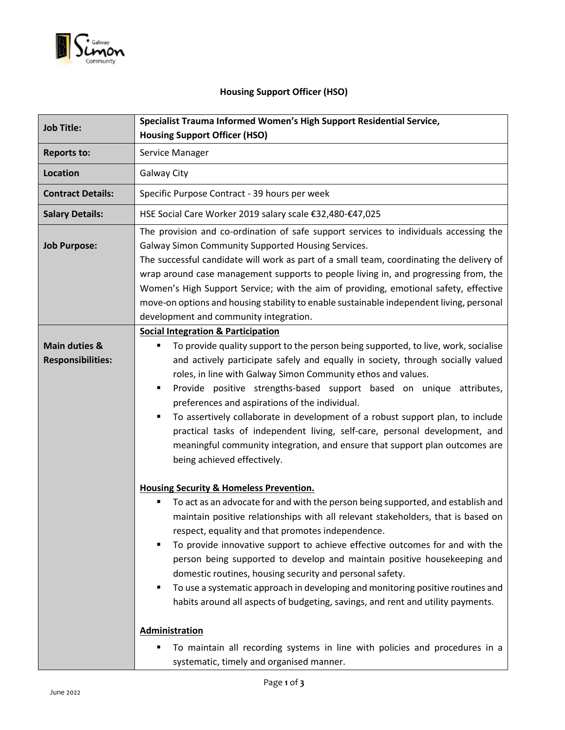# Housing Support Officer (HSO)

| | |
|---|---|
| **Job Title:** | **Specialist Trauma Informed Women's High Support Residential Service, Housing Support Officer (HSO)** |
| **Reports to:** | Service Manager |
| **Location** | Galway City |
| **Contract Details:** | Specific Purpose Contract - 39 hours per week |
| **Salary Details:** | HSE Social Care Worker 2019 salary scale €32,480-€47,025 |
| **Job Purpose:** | The provision and co-ordination of safe support services to individuals accessing the Galway Simon Community Supported Housing Services.<br>The successful candidate will work as part of a small team, coordinating the delivery of wrap around case management supports to people living in, and progressing from, the Women's High Support Service; with the aim of providing, emotional safety, effective move-on options and housing stability to enable sustainable independent living, personal development and community integration. |
| **Main duties & Responsibilities:** | **Social Integration & Participation**<br>▪ To provide quality support to the person being supported, to live, work, socialise and actively participate safely and equally in society, through socially valued roles, in line with Galway Simon Community ethos and values.<br>▪ Provide positive strengths-based support based on unique attributes, preferences and aspirations of the individual.<br>▪ To assertively collaborate in development of a robust support plan, to include practical tasks of independent living, self-care, personal development, and meaningful community integration, and ensure that support plan outcomes are being achieved effectively.<br><br>**Housing Security & Homeless Prevention.**<br>▪ To act as an advocate for and with the person being supported, and establish and maintain positive relationships with all relevant stakeholders, that is based on respect, equality and that promotes independence.<br>▪ To provide innovative support to achieve effective outcomes for and with the person being supported to develop and maintain positive housekeeping and domestic routines, housing security and personal safety.<br>▪ To use a systematic approach in developing and monitoring positive routines and habits around all aspects of budgeting, savings, and rent and utility payments.<br><br>**Administration**<br>▪ To maintain all recording systems in line with policies and procedures in a systematic, timely and organised manner. |

June 2022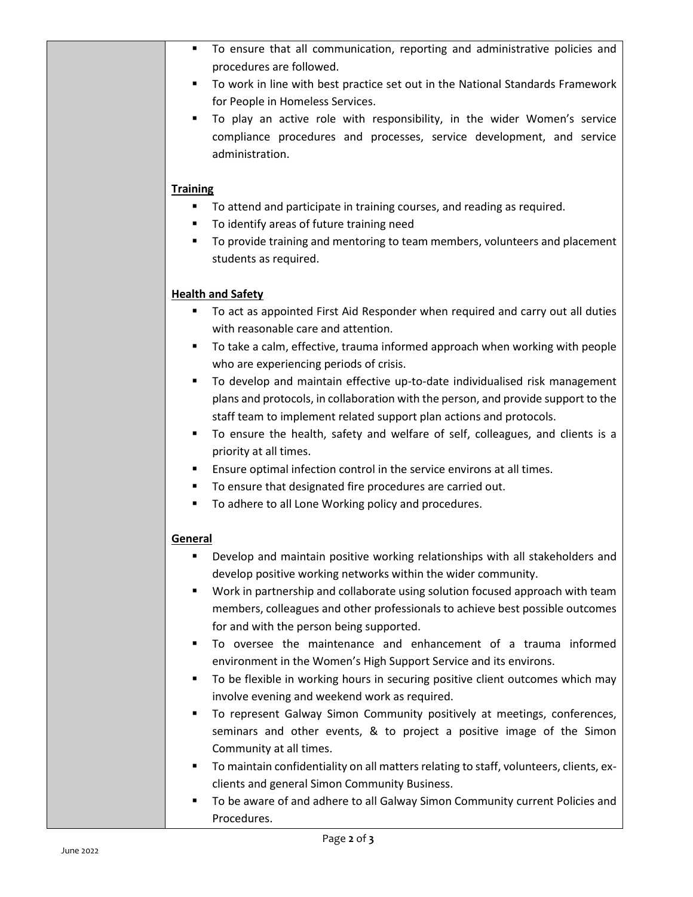- To ensure that all communication, reporting and administrative policies and procedures are followed.
- To work in line with best practice set out in the National Standards Framework for People in Homeless Services.
- To play an active role with responsibility, in the wider Women's service compliance procedures and processes, service development, and service administration.

**Training**

- To attend and participate in training courses, and reading as required.
- To identify areas of future training need
- To provide training and mentoring to team members, volunteers and placement students as required.

**Health and Safety**

- To act as appointed First Aid Responder when required and carry out all duties with reasonable care and attention.
- To take a calm, effective, trauma informed approach when working with people who are experiencing periods of crisis.
- To develop and maintain effective up-to-date individualised risk management plans and protocols, in collaboration with the person, and provide support to the staff team to implement related support plan actions and protocols.
- To ensure the health, safety and welfare of self, colleagues, and clients is a priority at all times.
- Ensure optimal infection control in the service environs at all times.
- To ensure that designated fire procedures are carried out.
- To adhere to all Lone Working policy and procedures.

**General**

- Develop and maintain positive working relationships with all stakeholders and develop positive working networks within the wider community.
- Work in partnership and collaborate using solution focused approach with team members, colleagues and other professionals to achieve best possible outcomes for and with the person being supported.
- To oversee the maintenance and enhancement of a trauma informed environment in the Women's High Support Service and its environs.
- To be flexible in working hours in securing positive client outcomes which may involve evening and weekend work as required.
- To represent Galway Simon Community positively at meetings, conferences, seminars and other events, & to project a positive image of the Simon Community at all times.
- To maintain confidentiality on all matters relating to staff, volunteers, clients, ex-clients and general Simon Community Business.
- To be aware of and adhere to all Galway Simon Community current Policies and Procedures.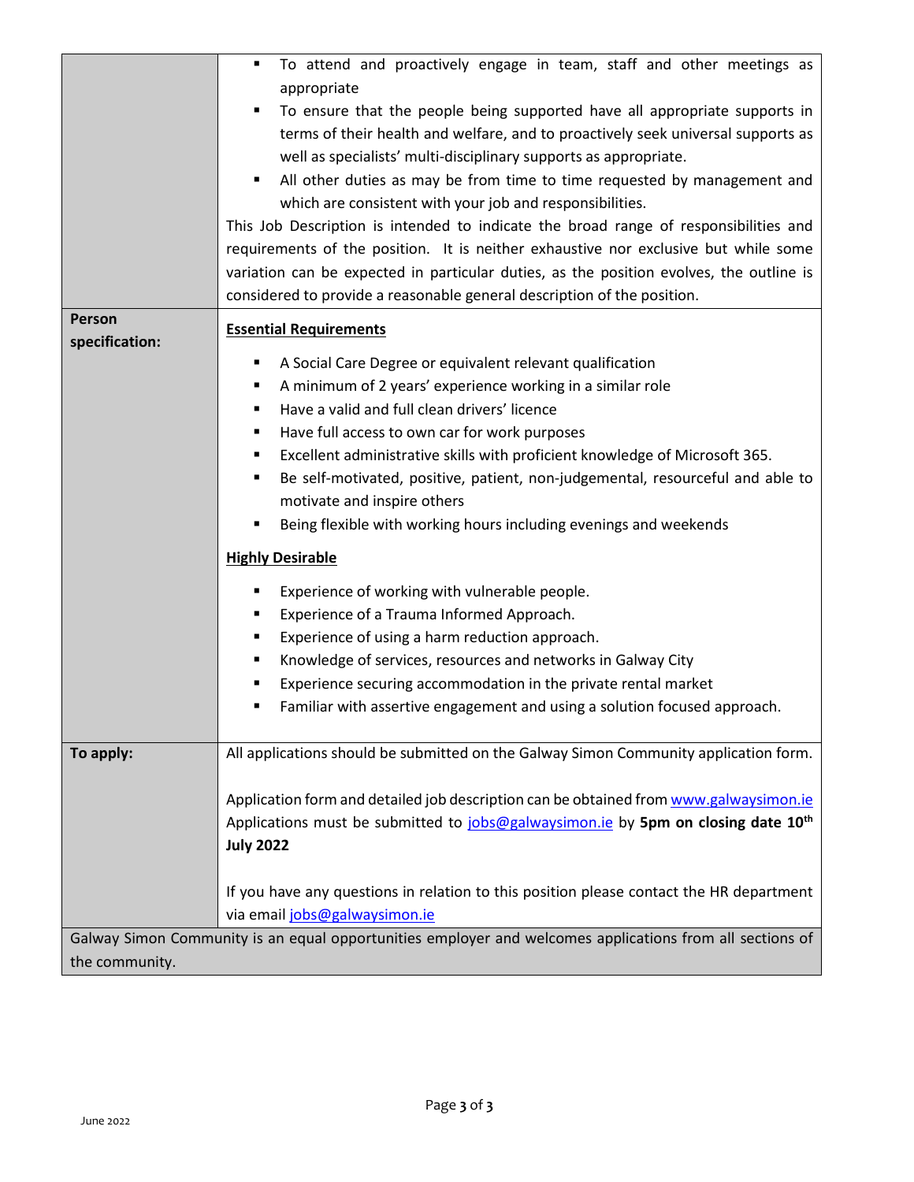| | |
|---|---|
| | ▪ To attend and proactively engage in team, staff and other meetings as appropriate<br>▪ To ensure that the people being supported have all appropriate supports in terms of their health and welfare, and to proactively seek universal supports as well as specialists' multi-disciplinary supports as appropriate.<br>▪ All other duties as may be from time to time requested by management and which are consistent with your job and responsibilities.<br>This Job Description is intended to indicate the broad range of responsibilities and requirements of the position. It is neither exhaustive nor exclusive but while some variation can be expected in particular duties, as the position evolves, the outline is considered to provide a reasonable general description of the position. |
| **Person specification:** | **Essential Requirements**<br>▪ A Social Care Degree or equivalent relevant qualification<br>▪ A minimum of 2 years' experience working in a similar role<br>▪ Have a valid and full clean drivers' licence<br>▪ Have full access to own car for work purposes<br>▪ Excellent administrative skills with proficient knowledge of Microsoft 365.<br>▪ Be self-motivated, positive, patient, non-judgemental, resourceful and able to motivate and inspire others<br>▪ Being flexible with working hours including evenings and weekends<br>**Highly Desirable**<br>▪ Experience of working with vulnerable people.<br>▪ Experience of a Trauma Informed Approach.<br>▪ Experience of using a harm reduction approach.<br>▪ Knowledge of services, resources and networks in Galway City<br>▪ Experience securing accommodation in the private rental market<br>▪ Familiar with assertive engagement and using a solution focused approach. |
| **To apply:** | All applications should be submitted on the Galway Simon Community application form.<br><br>Application form and detailed job description can be obtained from www.galwaysimon.ie<br>Applications must be submitted to jobs@galwaysimon.ie by **5pm on closing date 10th July 2022**<br><br>If you have any questions in relation to this position please contact the HR department via email jobs@galwaysimon.ie |
| Galway Simon Community is an equal opportunities employer and welcomes applications from all sections of the community. | |

June 2022